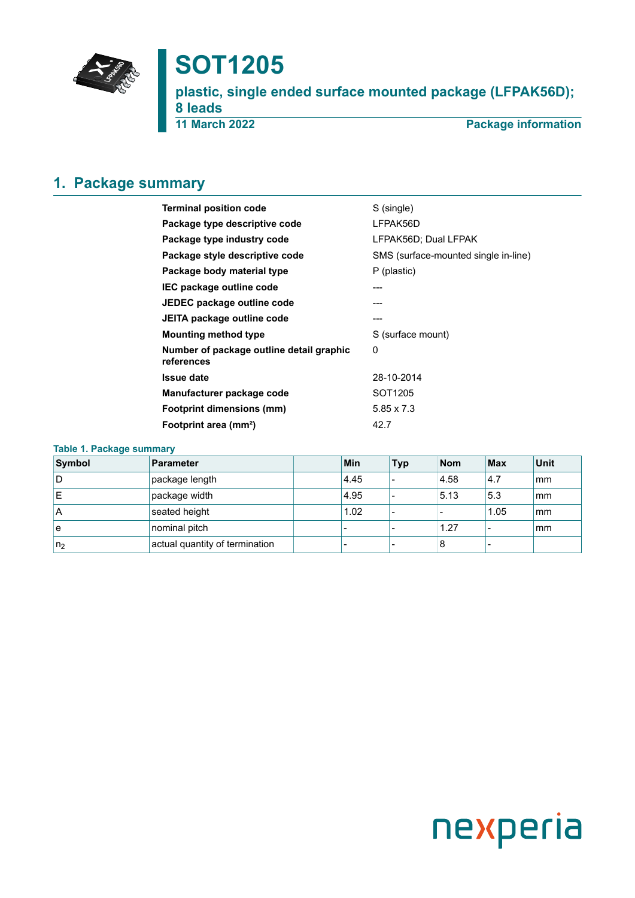# SOT1205

## plastic, single ended surface mounted package (LFPAK56D); 8 leads

**11 March 2022** **Package information**

## 1. Package summary

| | |
|---|---|
| **Terminal position code** | S (single) |
| **Package type descriptive code** | LFPAK56D |
| **Package type industry code** | LFPAK56D; Dual LFPAK |
| **Package style descriptive code** | SMS (surface-mounted single in-line) |
| **Package body material type** | P (plastic) |
| **IEC package outline code** | --- |
| **JEDEC package outline code** | --- |
| **JEITA package outline code** | --- |
| **Mounting method type** | S (surface mount) |
| **Number of package outline detail graphic references** | 0 |
| **Issue date** | 28-10-2014 |
| **Manufacturer package code** | SOT1205 |
| **Footprint dimensions (mm)** | 5.85 x 7.3 |
| **Footprint area (mm²)** | 42.7 |

**Table 1. Package summary**

| Symbol | Parameter | | Min | Typ | Nom | Max | Unit |
|---|---|---|---|---|---|---|---|
| D | package length | | 4.45 | - | 4.58 | 4.7 | mm |
| E | package width | | 4.95 | - | 5.13 | 5.3 | mm |
| A | seated height | | 1.02 | - | - | 1.05 | mm |
| e | nominal pitch | | - | - | 1.27 | - | mm |
| $n_2$ | actual quantity of termination | | - | - | 8 | - | |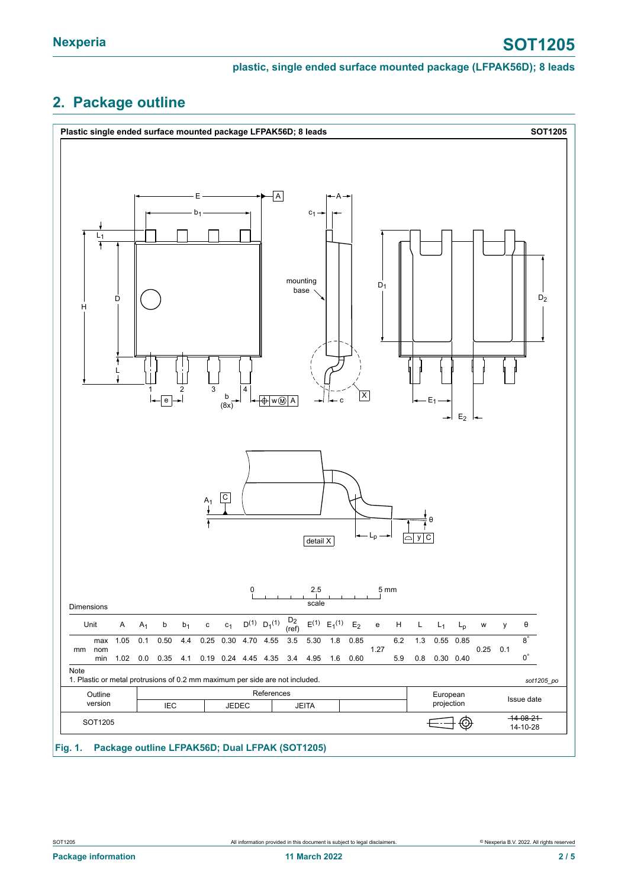## 2. Package outline

Plastic single ended surface mounted package LFPAK56D; 8 leads — SOT1205

Dimensions

| Unit | | A | $A_1$ | b | $b_1$ | c | $c_1$ | $D^{(1)}$ | $D_1^{(1)}$ | $D_2$ (ref) | $E^{(1)}$ | $E_1^{(1)}$ | $E_2$ | e | H | L | $L_1$ | $L_p$ | w | y | θ |
|---|---|---|---|---|---|---|---|---|---|---|---|---|---|---|---|---|---|---|---|---|---|
| mm | max | 1.05 | 0.1 | 0.50 | 4.4 | 0.25 | 0.30 | 4.70 | 4.55 | 3.5 | 5.30 | 1.8 | 0.85 | | 6.2 | 1.3 | 0.55 | 0.85 | | | 8° |
| | nom | | | | | | | | | | | | | 1.27 | | | | | 0.25 | 0.1 | |
| | min | 1.02 | 0.0 | 0.35 | 4.1 | 0.19 | 0.24 | 4.45 | 4.35 | 3.4 | 4.95 | 1.6 | 0.60 | | 5.9 | 0.8 | 0.30 | 0.40 | | | 0° |

Note
1. Plastic or metal protrusions of 0.2 mm maximum per side are not included.

*sot1205_po*

| Outline version | References IEC | References JEDEC | References JEITA | | European projection | Issue date |
|---|---|---|---|---|---|---|
| SOT1205 | | | | | | ~~14-08-21~~ 14-10-28 |

**Fig. 1. Package outline LFPAK56D; Dual LFPAK (SOT1205)**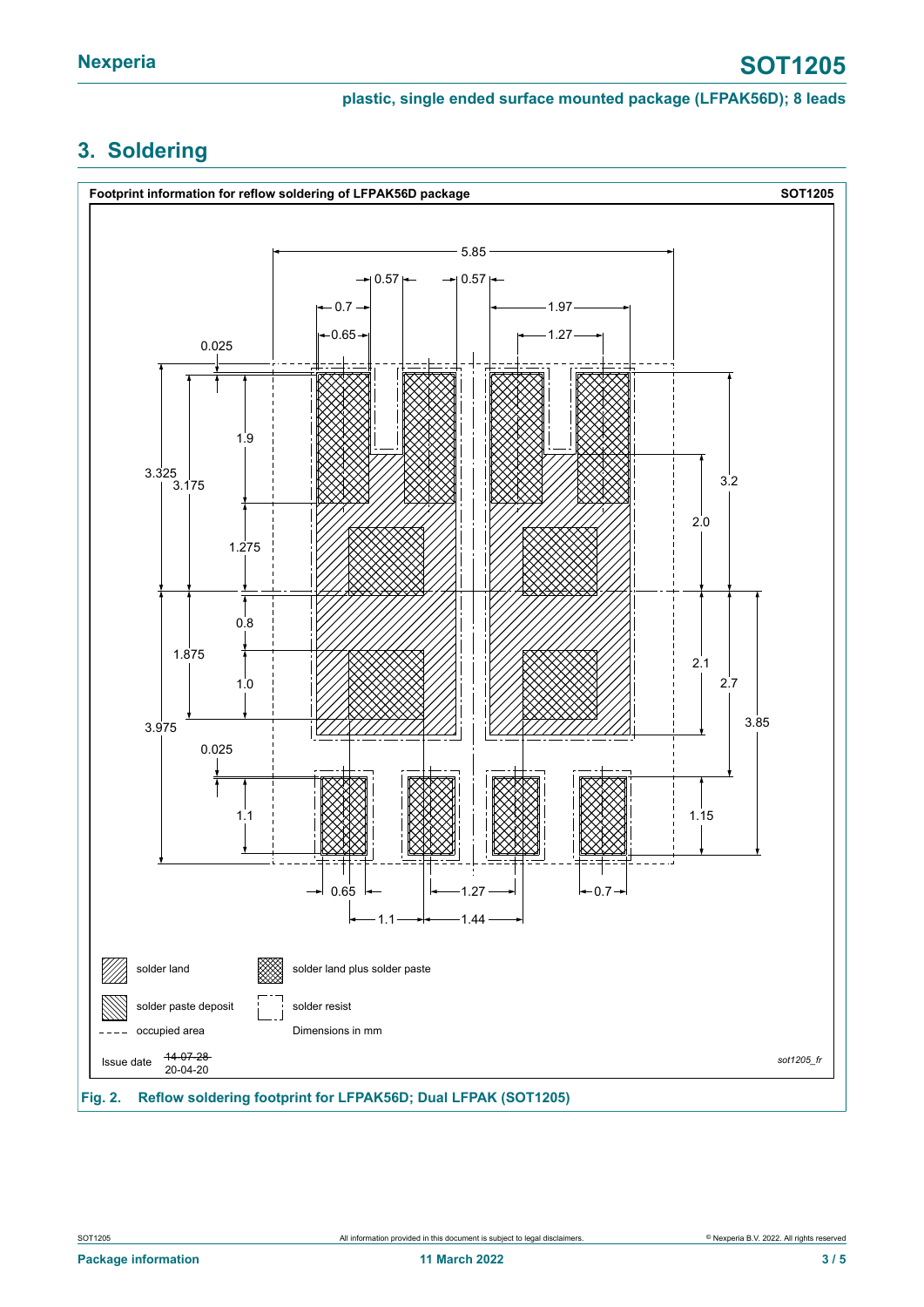## 3. Soldering

**Footprint information for reflow soldering of LFPAK56D package** **SOT1205**

5.85

0.57 0.57

0.7 1.97

0.65 1.27

0.025

1.9

3.325 3.175

3.2

2.0

1.275

0.8

1.875

2.1

2.7

1.0

3.85

3.975

0.025

1.1

1.15

0.65 1.27 0.7

1.1 1.44

solder land

solder land plus solder paste

solder paste deposit

solder resist

occupied area

Dimensions in mm

Issue date ~~14-07-28~~ 20-04-20

*sot1205_fr*

**Fig. 2. Reflow soldering footprint for LFPAK56D; Dual LFPAK (SOT1205)**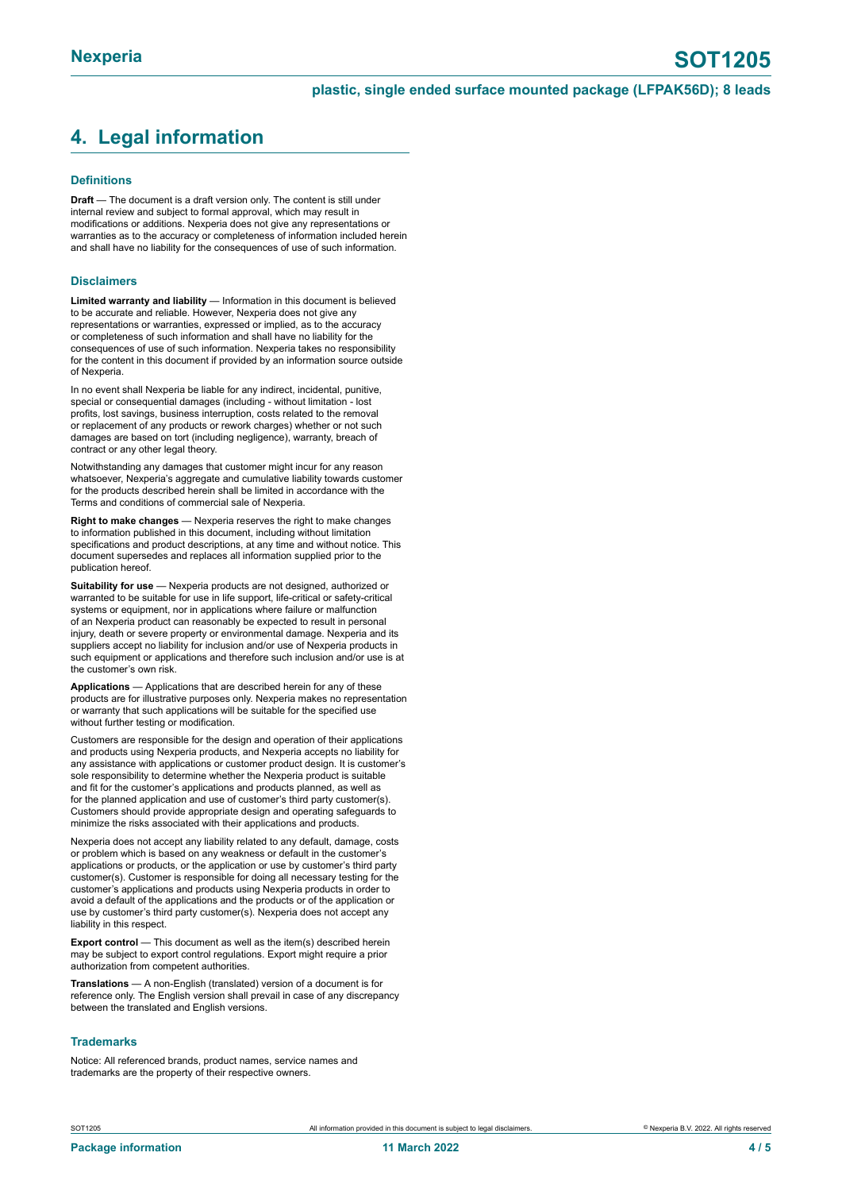## 4. Legal information

### Definitions

**Draft** — The document is a draft version only. The content is still under internal review and subject to formal approval, which may result in modifications or additions. Nexperia does not give any representations or warranties as to the accuracy or completeness of information included herein and shall have no liability for the consequences of use of such information.

### Disclaimers

**Limited warranty and liability** — Information in this document is believed to be accurate and reliable. However, Nexperia does not give any representations or warranties, expressed or implied, as to the accuracy or completeness of such information and shall have no liability for the consequences of use of such information. Nexperia takes no responsibility for the content in this document if provided by an information source outside of Nexperia.

In no event shall Nexperia be liable for any indirect, incidental, punitive, special or consequential damages (including - without limitation - lost profits, lost savings, business interruption, costs related to the removal or replacement of any products or rework charges) whether or not such damages are based on tort (including negligence), warranty, breach of contract or any other legal theory.

Notwithstanding any damages that customer might incur for any reason whatsoever, Nexperia's aggregate and cumulative liability towards customer for the products described herein shall be limited in accordance with the Terms and conditions of commercial sale of Nexperia.

**Right to make changes** — Nexperia reserves the right to make changes to information published in this document, including without limitation specifications and product descriptions, at any time and without notice. This document supersedes and replaces all information supplied prior to the publication hereof.

**Suitability for use** — Nexperia products are not designed, authorized or warranted to be suitable for use in life support, life-critical or safety-critical systems or equipment, nor in applications where failure or malfunction of an Nexperia product can reasonably be expected to result in personal injury, death or severe property or environmental damage. Nexperia and its suppliers accept no liability for inclusion and/or use of Nexperia products in such equipment or applications and therefore such inclusion and/or use is at the customer's own risk.

**Applications** — Applications that are described herein for any of these products are for illustrative purposes only. Nexperia makes no representation or warranty that such applications will be suitable for the specified use without further testing or modification.

Customers are responsible for the design and operation of their applications and products using Nexperia products, and Nexperia accepts no liability for any assistance with applications or customer product design. It is customer's sole responsibility to determine whether the Nexperia product is suitable and fit for the customer's applications and products planned, as well as for the planned application and use of customer's third party customer(s). Customers should provide appropriate design and operating safeguards to minimize the risks associated with their applications and products.

Nexperia does not accept any liability related to any default, damage, costs or problem which is based on any weakness or default in the customer's applications or products, or the application or use by customer's third party customer(s). Customer is responsible for doing all necessary testing for the customer's applications and products using Nexperia products in order to avoid a default of the applications and the products or of the application or use by customer's third party customer(s). Nexperia does not accept any liability in this respect.

**Export control** — This document as well as the item(s) described herein may be subject to export control regulations. Export might require a prior authorization from competent authorities.

**Translations** — A non-English (translated) version of a document is for reference only. The English version shall prevail in case of any discrepancy between the translated and English versions.

### Trademarks

Notice: All referenced brands, product names, service names and trademarks are the property of their respective owners.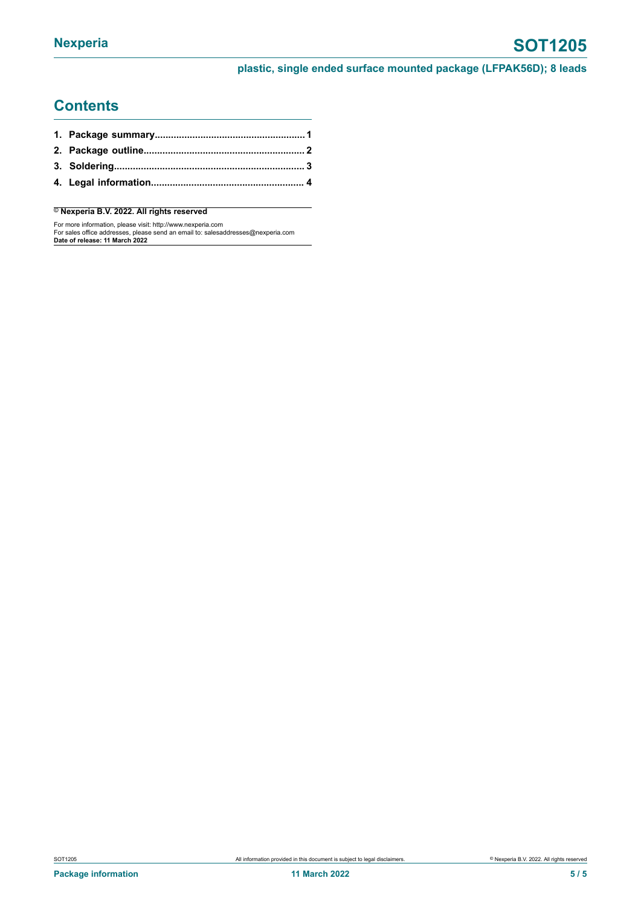## Contents

1. **Package summary** ........................................................ 1
2. **Package outline** ........................................................... 2
3. **Soldering** ...................................................................... 3
4. **Legal information** ........................................................ 4

**© Nexperia B.V. 2022. All rights reserved**

For more information, please visit: http://www.nexperia.com
For sales office addresses, please send an email to: salesaddresses@nexperia.com
**Date of release: 11 March 2022**